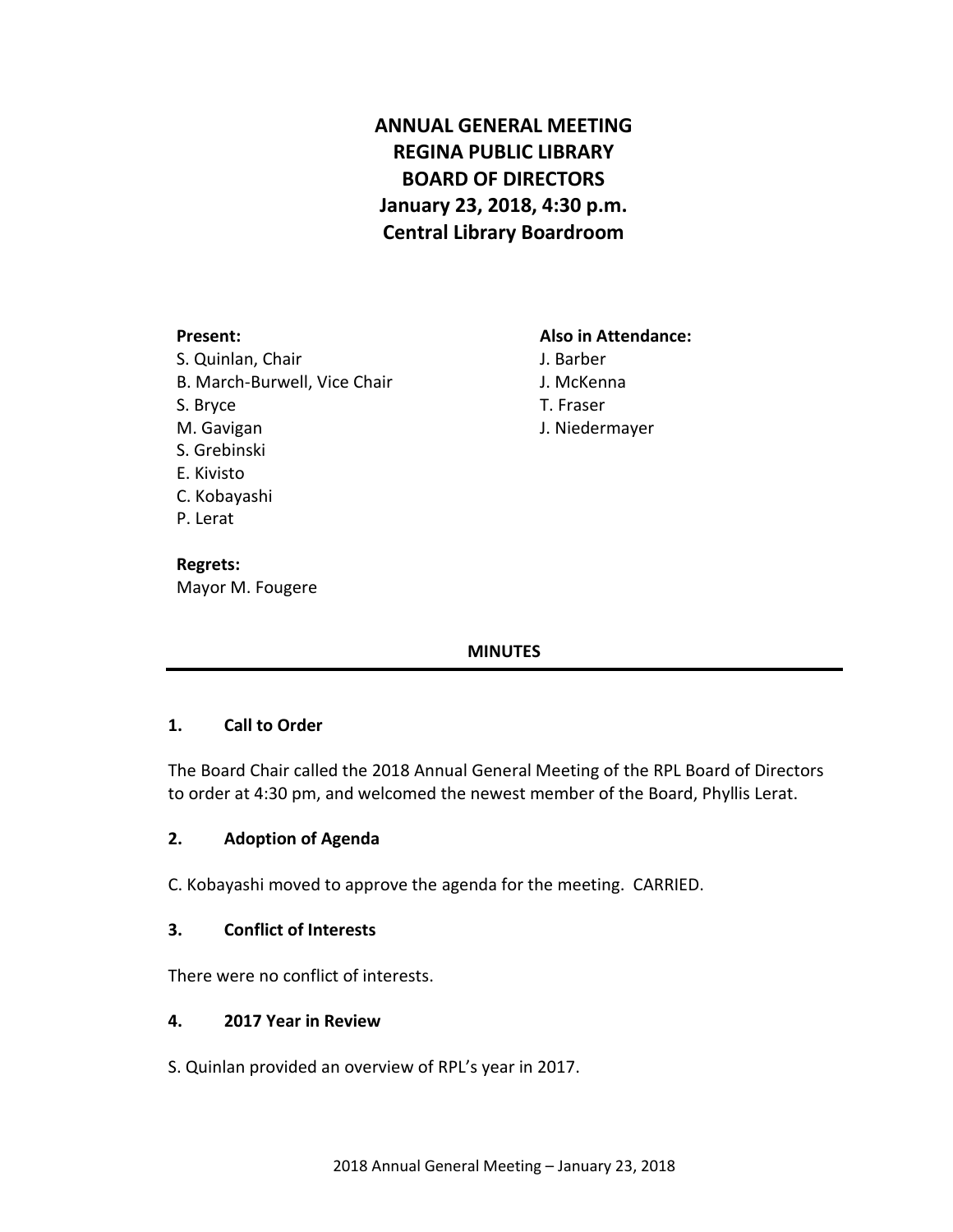# ANNUAL GENERAL MEETING
# REGINA PUBLIC LIBRARY
# BOARD OF DIRECTORS
# January 23, 2018, 4:30 p.m.
# Central Library Boardroom

**Present:**
S. Quinlan, Chair
B. March-Burwell, Vice Chair
S. Bryce
M. Gavigan
S. Grebinski
E. Kivisto
C. Kobayashi
P. Lerat

**Also in Attendance:**
J. Barber
J. McKenna
T. Fraser
J. Niedermayer

**Regrets:**
Mayor M. Fougere

## MINUTES

### 1. Call to Order

The Board Chair called the 2018 Annual General Meeting of the RPL Board of Directors to order at 4:30 pm, and welcomed the newest member of the Board, Phyllis Lerat.

### 2. Adoption of Agenda

C. Kobayashi moved to approve the agenda for the meeting. CARRIED.

### 3. Conflict of Interests

There were no conflict of interests.

### 4. 2017 Year in Review

S. Quinlan provided an overview of RPL's year in 2017.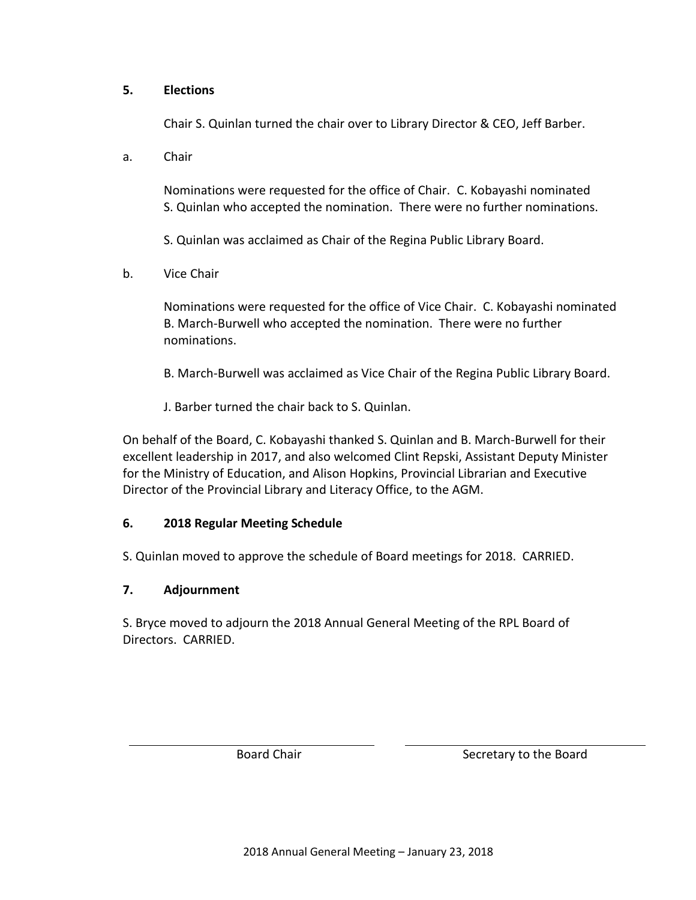## 5. Elections

Chair S. Quinlan turned the chair over to Library Director & CEO, Jeff Barber.

### a. Chair

Nominations were requested for the office of Chair. C. Kobayashi nominated S. Quinlan who accepted the nomination. There were no further nominations.

S. Quinlan was acclaimed as Chair of the Regina Public Library Board.

### b. Vice Chair

Nominations were requested for the office of Vice Chair. C. Kobayashi nominated B. March-Burwell who accepted the nomination. There were no further nominations.

B. March-Burwell was acclaimed as Vice Chair of the Regina Public Library Board.

J. Barber turned the chair back to S. Quinlan.

On behalf of the Board, C. Kobayashi thanked S. Quinlan and B. March-Burwell for their excellent leadership in 2017, and also welcomed Clint Repski, Assistant Deputy Minister for the Ministry of Education, and Alison Hopkins, Provincial Librarian and Executive Director of the Provincial Library and Literacy Office, to the AGM.

## 6. 2018 Regular Meeting Schedule

S. Quinlan moved to approve the schedule of Board meetings for 2018. CARRIED.

## 7. Adjournment

S. Bryce moved to adjourn the 2018 Annual General Meeting of the RPL Board of Directors. CARRIED.

Board Chair

Secretary to the Board